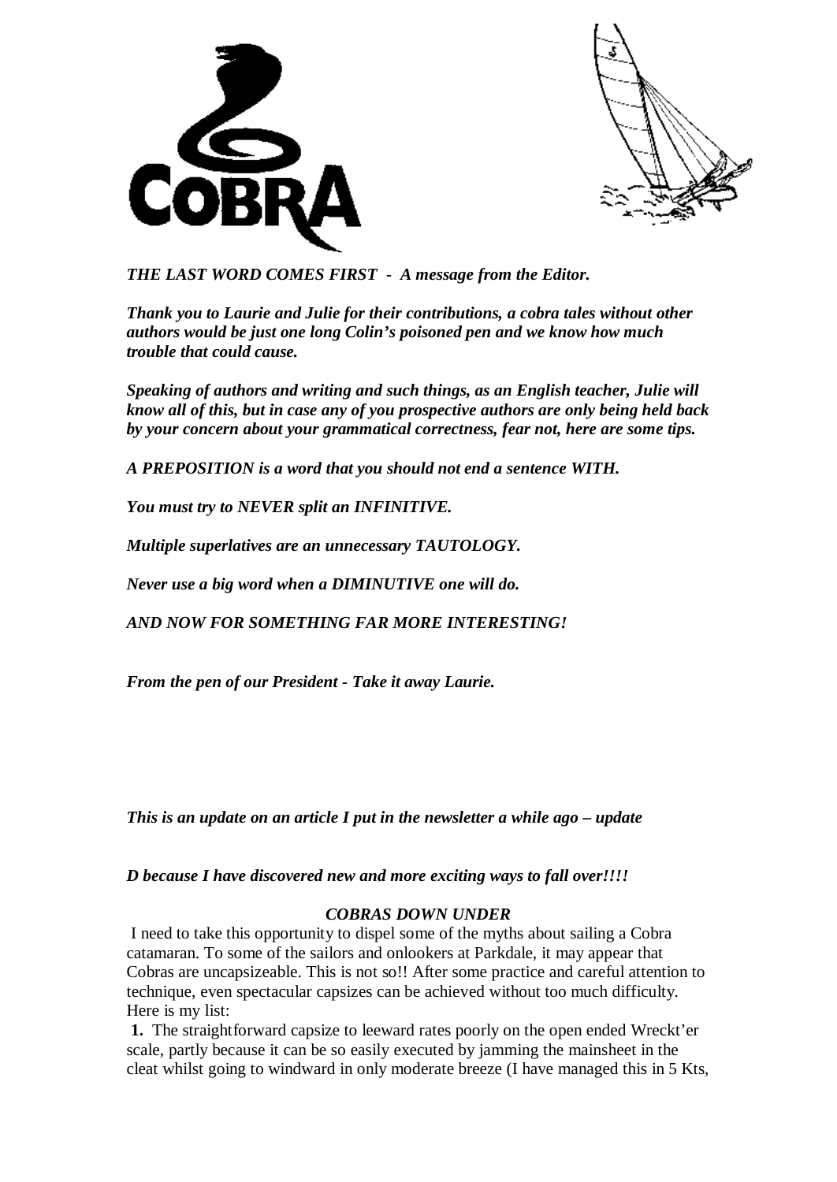COBRA

***THE LAST WORD COMES FIRST - A message from the Editor.***

***Thank you to Laurie and Julie for their contributions, a cobra tales without other authors would be just one long Colin's poisoned pen and we know how much trouble that could cause.***

***Speaking of authors and writing and such things, as an English teacher, Julie will know all of this, but in case any of you prospective authors are only being held back by your concern about your grammatical correctness, fear not, here are some tips.***

***A PREPOSITION is a word that you should not end a sentence WITH.***

***You must try to NEVER split an INFINITIVE.***

***Multiple superlatives are an unnecessary TAUTOLOGY.***

***Never use a big word when a DIMINUTIVE one will do.***

***AND NOW FOR SOMETHING FAR MORE INTERESTING!***

***From the pen of our President - Take it away Laurie.***

***This is an update on an article I put in the newsletter a while ago – update***

***D because I have discovered new and more exciting ways to fall over!!!!***

### *COBRAS DOWN UNDER*

I need to take this opportunity to dispel some of the myths about sailing a Cobra catamaran. To some of the sailors and onlookers at Parkdale, it may appear that Cobras are uncapsizeable. This is not so!! After some practice and careful attention to technique, even spectacular capsizes can be achieved without too much difficulty. Here is my list:

**1.** The straightforward capsize to leeward rates poorly on the open ended Wreckt'er scale, partly because it can be so easily executed by jamming the mainsheet in the cleat whilst going to windward in only moderate breeze (I have managed this in 5 Kts,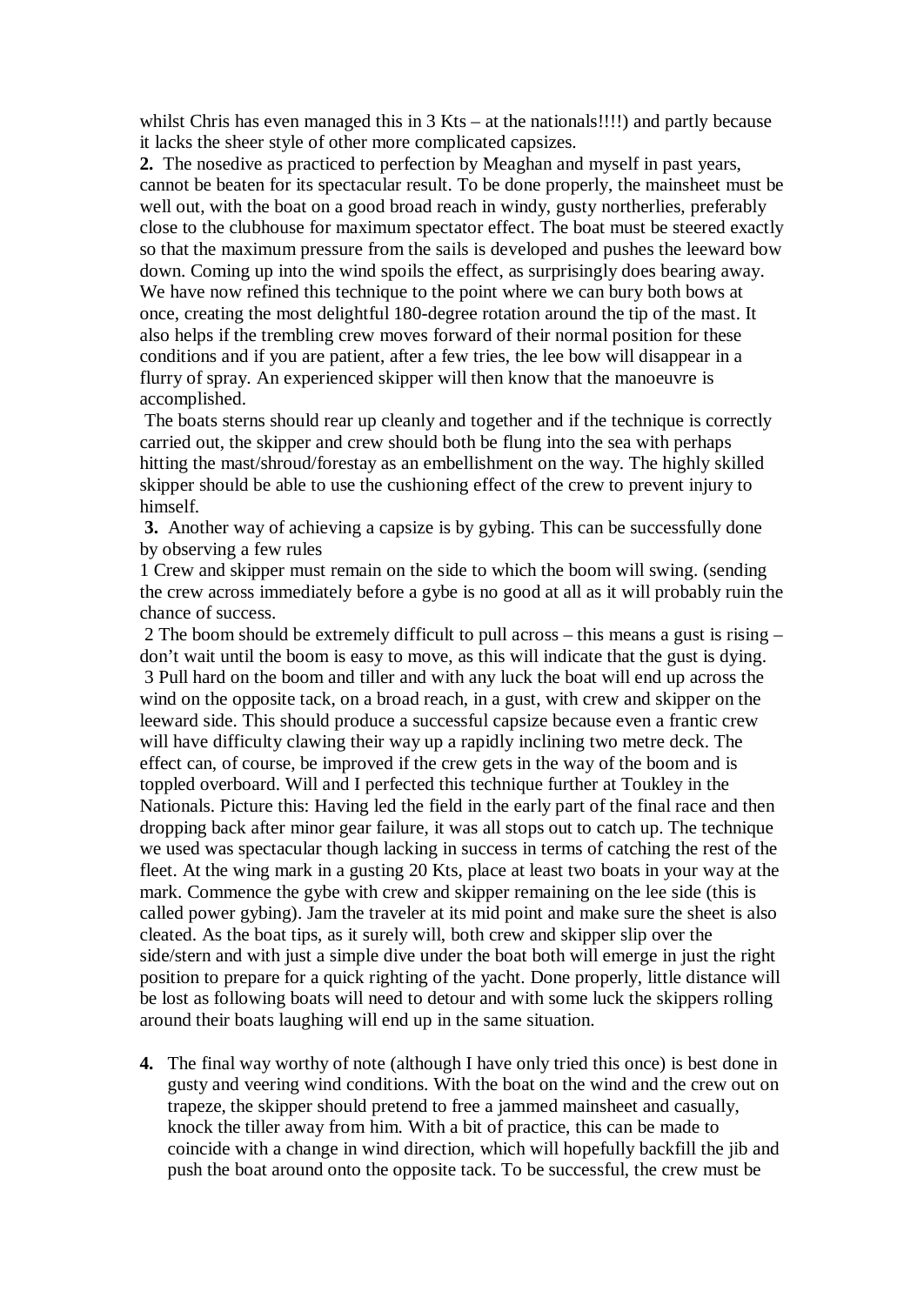whilst Chris has even managed this in 3 Kts – at the nationals!!!!) and partly because it lacks the sheer style of other more complicated capsizes.

**2.** The nosedive as practiced to perfection by Meaghan and myself in past years, cannot be beaten for its spectacular result. To be done properly, the mainsheet must be well out, with the boat on a good broad reach in windy, gusty northerlies, preferably close to the clubhouse for maximum spectator effect. The boat must be steered exactly so that the maximum pressure from the sails is developed and pushes the leeward bow down. Coming up into the wind spoils the effect, as surprisingly does bearing away. We have now refined this technique to the point where we can bury both bows at once, creating the most delightful 180-degree rotation around the tip of the mast. It also helps if the trembling crew moves forward of their normal position for these conditions and if you are patient, after a few tries, the lee bow will disappear in a flurry of spray. An experienced skipper will then know that the manoeuvre is accomplished.

The boats sterns should rear up cleanly and together and if the technique is correctly carried out, the skipper and crew should both be flung into the sea with perhaps hitting the mast/shroud/forestay as an embellishment on the way. The highly skilled skipper should be able to use the cushioning effect of the crew to prevent injury to himself.

**3.** Another way of achieving a capsize is by gybing. This can be successfully done by observing a few rules

1 Crew and skipper must remain on the side to which the boom will swing. (sending the crew across immediately before a gybe is no good at all as it will probably ruin the chance of success.

2 The boom should be extremely difficult to pull across – this means a gust is rising – don't wait until the boom is easy to move, as this will indicate that the gust is dying.

3 Pull hard on the boom and tiller and with any luck the boat will end up across the wind on the opposite tack, on a broad reach, in a gust, with crew and skipper on the leeward side. This should produce a successful capsize because even a frantic crew will have difficulty clawing their way up a rapidly inclining two metre deck. The effect can, of course, be improved if the crew gets in the way of the boom and is toppled overboard. Will and I perfected this technique further at Toukley in the Nationals. Picture this: Having led the field in the early part of the final race and then dropping back after minor gear failure, it was all stops out to catch up. The technique we used was spectacular though lacking in success in terms of catching the rest of the fleet. At the wing mark in a gusting 20 Kts, place at least two boats in your way at the mark. Commence the gybe with crew and skipper remaining on the lee side (this is called power gybing). Jam the traveler at its mid point and make sure the sheet is also cleated. As the boat tips, as it surely will, both crew and skipper slip over the side/stern and with just a simple dive under the boat both will emerge in just the right position to prepare for a quick righting of the yacht. Done properly, little distance will be lost as following boats will need to detour and with some luck the skippers rolling around their boats laughing will end up in the same situation.

**4.** The final way worthy of note (although I have only tried this once) is best done in gusty and veering wind conditions. With the boat on the wind and the crew out on trapeze, the skipper should pretend to free a jammed mainsheet and casually, knock the tiller away from him. With a bit of practice, this can be made to coincide with a change in wind direction, which will hopefully backfill the jib and push the boat around onto the opposite tack. To be successful, the crew must be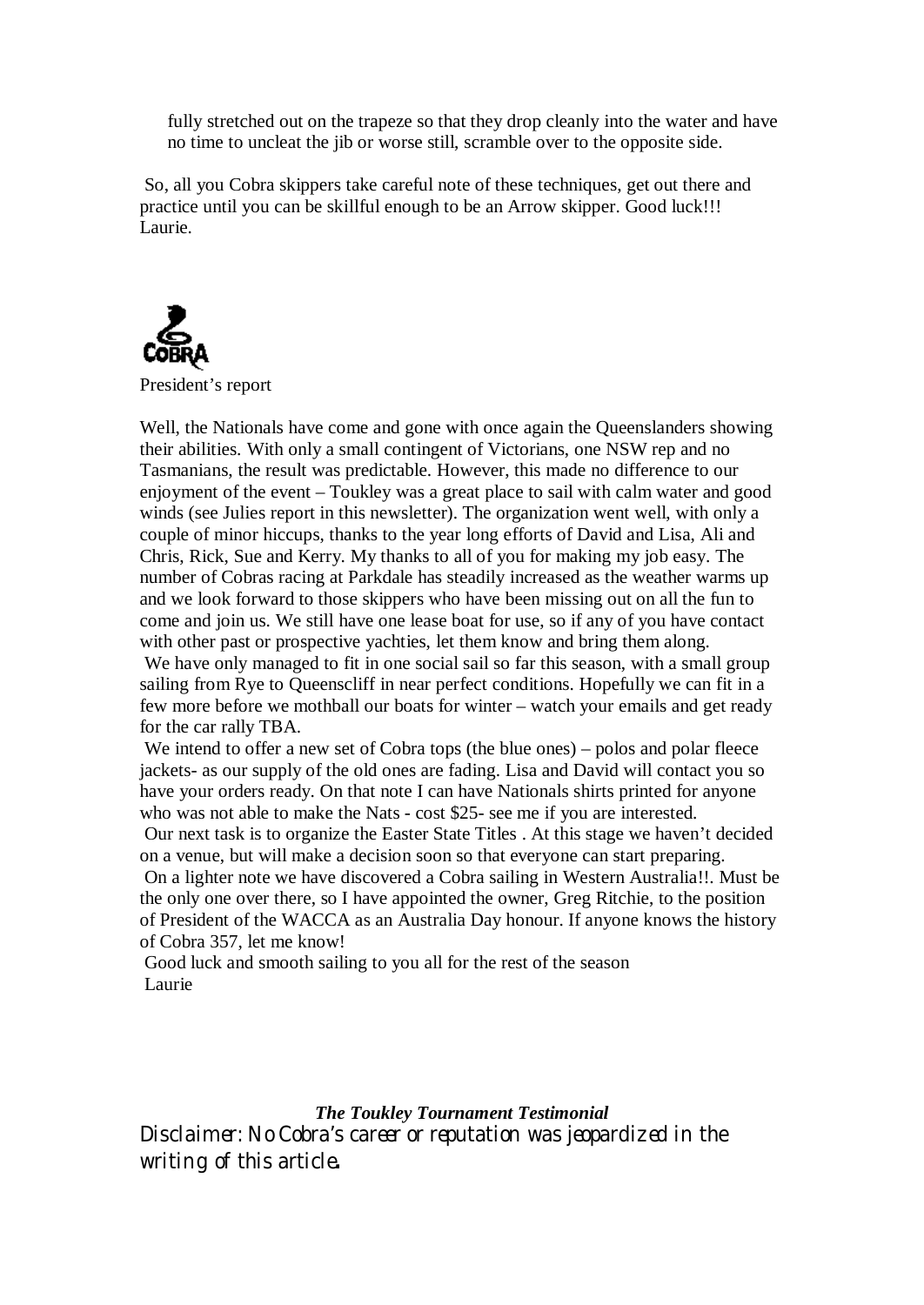fully stretched out on the trapeze so that they drop cleanly into the water and have no time to uncleat the jib or worse still, scramble over to the opposite side.

So, all you Cobra skippers take careful note of these techniques, get out there and practice until you can be skillful enough to be an Arrow skipper. Good luck!!!
Laurie.

President's report

Well, the Nationals have come and gone with once again the Queenslanders showing their abilities. With only a small contingent of Victorians, one NSW rep and no Tasmanians, the result was predictable. However, this made no difference to our enjoyment of the event – Toukley was a great place to sail with calm water and good winds (see Julies report in this newsletter). The organization went well, with only a couple of minor hiccups, thanks to the year long efforts of David and Lisa, Ali and Chris, Rick, Sue and Kerry. My thanks to all of you for making my job easy. The number of Cobras racing at Parkdale has steadily increased as the weather warms up and we look forward to those skippers who have been missing out on all the fun to come and join us. We still have one lease boat for use, so if any of you have contact with other past or prospective yachties, let them know and bring them along.

We have only managed to fit in one social sail so far this season, with a small group sailing from Rye to Queenscliff in near perfect conditions. Hopefully we can fit in a few more before we mothball our boats for winter – watch your emails and get ready for the car rally TBA.

We intend to offer a new set of Cobra tops (the blue ones) – polos and polar fleece jackets- as our supply of the old ones are fading. Lisa and David will contact you so have your orders ready. On that note I can have Nationals shirts printed for anyone who was not able to make the Nats - cost $25- see me if you are interested.

Our next task is to organize the Easter State Titles . At this stage we haven't decided on a venue, but will make a decision soon so that everyone can start preparing.

On a lighter note we have discovered a Cobra sailing in Western Australia!!. Must be the only one over there, so I have appointed the owner, Greg Ritchie, to the position of President of the WACCA as an Australia Day honour. If anyone knows the history of Cobra 357, let me know!

Good luck and smooth sailing to you all for the rest of the season
Laurie

***The Toukley Tournament Testimonial***

Disclaimer: No Cobra's career or reputation was jeopardized in the writing of this article.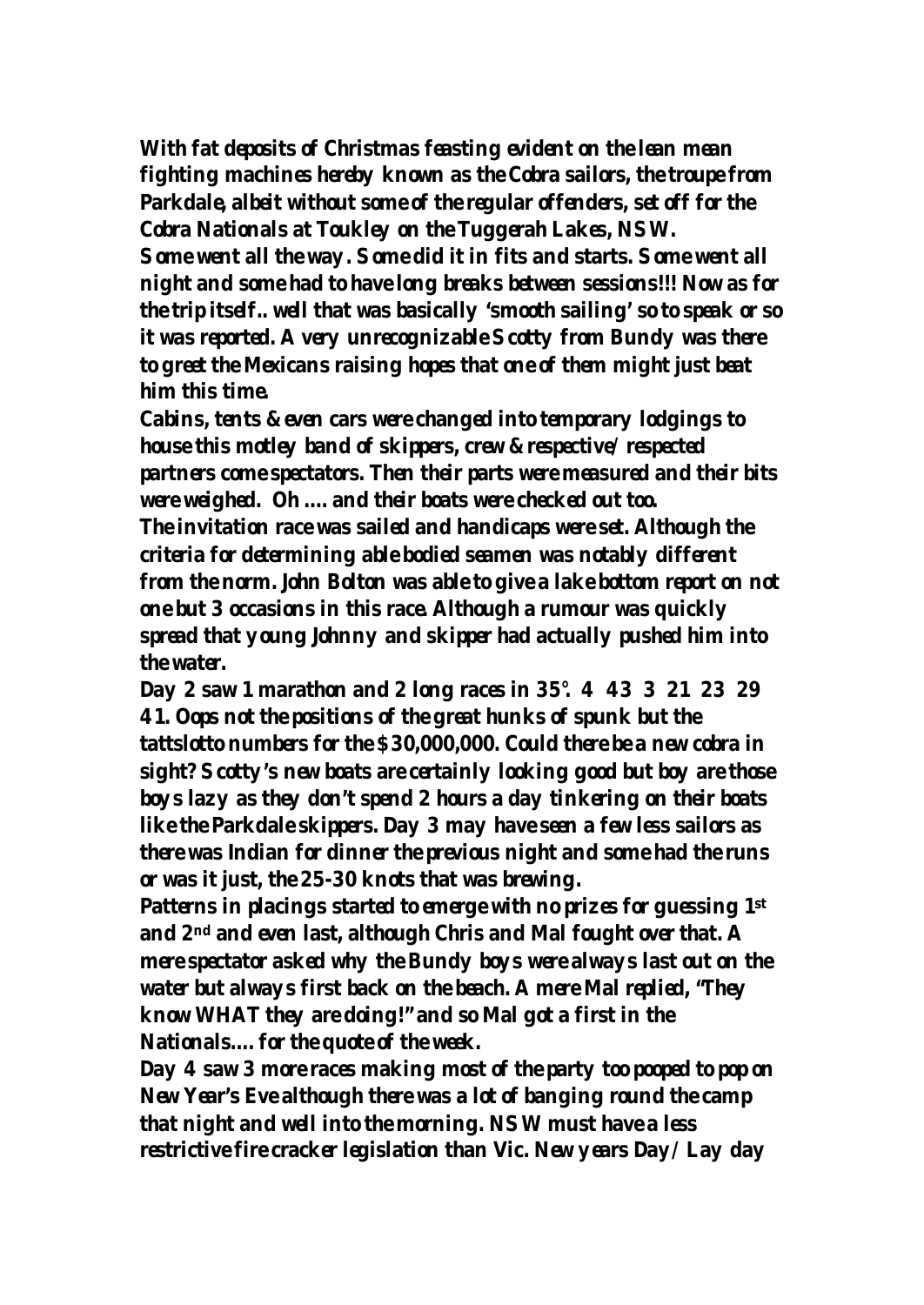**With fat deposits of Christmas feasting evident on the lean mean fighting machines hereby known as the Cobra sailors, the troupe from Parkdale, albeit without some of the regular offenders, set off for the Cobra Nationals at Toukley on the Tuggerah Lakes, NSW.**
**Some went all the way. Some did it in fits and starts. Some went all night and some had to have long breaks between sessions!!! Now as for the trip itself.. well that was basically 'smooth sailing' so to speak or so it was reported. A very unrecognizable Scotty from Bundy was there to greet the Mexicans raising hopes that one of them might just beat him this time.**
**Cabins, tents & even cars were changed into temporary lodgings to house this motley band of skippers, crew & respective/ respected partners come spectators. Then their parts were measured and their bits were weighed. Oh .... and their boats were checked out too.**
**The invitation race was sailed and handicaps were set. Although the criteria for determining able bodied seamen was notably different from the norm. John Bolton was able to give a lake bottom report on not one but 3 occasions in this race. Although a rumour was quickly spread that young Johnny and skipper had actually pushed him into the water.**
**Day 2 saw 1 marathon and 2 long races in 35°. 4 43 3 21 23 29 41. Oops not the positions of the great hunks of spunk but the tattslotto numbers for the $30,000,000. Could there be a new cobra in sight? Scotty's new boats are certainly looking good but boy are those boys lazy as they don't spend 2 hours a day tinkering on their boats like the Parkdale skippers. Day 3 may have seen a few less sailors as there was Indian for dinner the previous night and some had the runs or was it just, the 25-30 knots that was brewing.**
**Patterns in placings started to emerge with no prizes for guessing 1st and 2nd and even last, although Chris and Mal fought over that. A mere spectator asked why the Bundy boys were always last out on the water but always first back on the beach. A mere Mal replied, "They know WHAT they are doing!" and so Mal got a first in the Nationals.... for the quote of the week.**
**Day 4 saw 3 more races making most of the party too pooped to pop on New Year's Eve although there was a lot of banging round the camp that night and well into the morning. NSW must have a less restrictive fire cracker legislation than Vic. New years Day / Lay day**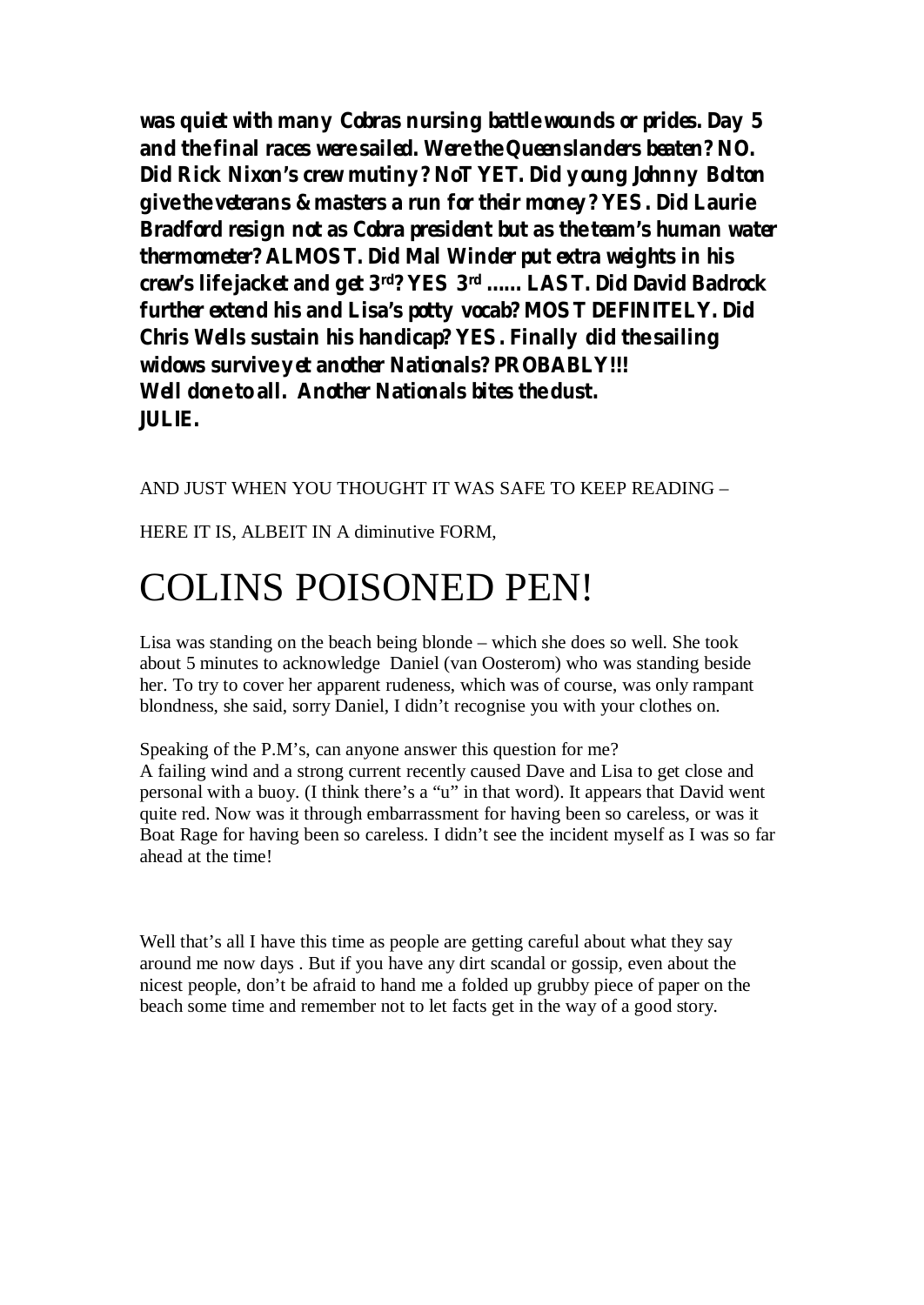**was quiet with many Cobras nursing battle wounds or prides. Day 5 and the final races were sailed. Were the Queenslanders beaten? NO. Did Rick Nixon's crew mutiny? NoT YET. Did young Johnny Bolton give the veterans & masters a run for their money? YES. Did Laurie Bradford resign not as Cobra president but as the team's human water thermometer? ALMOST. Did Mal Winder put extra weights in his crew's life jacket and get 3rd? YES 3rd …… LAST. Did David Badrock further extend his and Lisa's potty vocab? MOST DEFINITELY. Did Chris Wells sustain his handicap? YES. Finally did the sailing widows survive yet another Nationals? PROBABLY!!!**
**Well done to all. Another Nationals bites the dust.**
**JULIE.**

AND JUST WHEN YOU THOUGHT IT WAS SAFE TO KEEP READING –

HERE IT IS, ALBEIT IN A diminutive FORM,

# COLINS POISONED PEN!

Lisa was standing on the beach being blonde – which she does so well. She took about 5 minutes to acknowledge Daniel (van Oosterom) who was standing beside her. To try to cover her apparent rudeness, which was of course, was only rampant blondness, she said, sorry Daniel, I didn't recognise you with your clothes on.

Speaking of the P.M's, can anyone answer this question for me?
A failing wind and a strong current recently caused Dave and Lisa to get close and personal with a buoy. (I think there's a "u" in that word). It appears that David went quite red. Now was it through embarrassment for having been so careless, or was it Boat Rage for having been so careless. I didn't see the incident myself as I was so far ahead at the time!

Well that's all I have this time as people are getting careful about what they say around me now days . But if you have any dirt scandal or gossip, even about the nicest people, don't be afraid to hand me a folded up grubby piece of paper on the beach some time and remember not to let facts get in the way of a good story.